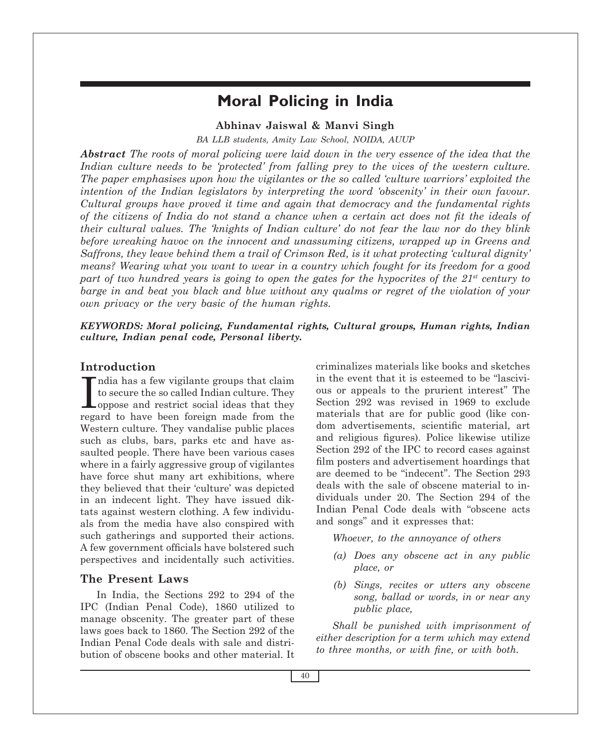# Moral Policing in India

**Abhinav Jaiswal & Manvi Singh**

*BA LLB students, Amity Law School, NOIDA, AUUP*

***Abstract*** *The roots of moral policing were laid down in the very essence of the idea that the Indian culture needs to be 'protected' from falling prey to the vices of the western culture. The paper emphasises upon how the vigilantes or the so called 'culture warriors' exploited the intention of the Indian legislators by interpreting the word 'obscenity' in their own favour. Cultural groups have proved it time and again that democracy and the fundamental rights of the citizens of India do not stand a chance when a certain act does not fit the ideals of their cultural values. The 'knights of Indian culture' do not fear the law nor do they blink before wreaking havoc on the innocent and unassuming citizens, wrapped up in Greens and Saffrons, they leave behind them a trail of Crimson Red, is it what protecting 'cultural dignity' means? Wearing what you want to wear in a country which fought for its freedom for a good part of two hundred years is going to open the gates for the hypocrites of the 21st century to barge in and beat you black and blue without any qualms or regret of the violation of your own privacy or the very basic of the human rights.*

***KEYWORDS: Moral policing, Fundamental rights, Cultural groups, Human rights, Indian culture, Indian penal code, Personal liberty.***

## Introduction

India has a few vigilante groups that claim to secure the so called Indian culture. They oppose and restrict social ideas that they regard to have been foreign made from the Western culture. They vandalise public places such as clubs, bars, parks etc and have assaulted people. There have been various cases where in a fairly aggressive group of vigilantes have force shut many art exhibitions, where they believed that their 'culture' was depicted in an indecent light. They have issued diktats against western clothing. A few individuals from the media have also conspired with such gatherings and supported their actions. A few government officials have bolstered such perspectives and incidentally such activities.

## The Present Laws

In India, the Sections 292 to 294 of the IPC (Indian Penal Code), 1860 utilized to manage obscenity. The greater part of these laws goes back to 1860. The Section 292 of the Indian Penal Code deals with sale and distribution of obscene books and other material. It criminalizes materials like books and sketches in the event that it is esteemed to be "lascivious or appeals to the prurient interest" The Section 292 was revised in 1969 to exclude materials that are for public good (like condom advertisements, scientific material, art and religious figures). Police likewise utilize Section 292 of the IPC to record cases against film posters and advertisement hoardings that are deemed to be "indecent". The Section 293 deals with the sale of obscene material to individuals under 20. The Section 294 of the Indian Penal Code deals with "obscene acts and songs" and it expresses that:

*Whoever, to the annoyance of others*

- *(a) Does any obscene act in any public place, or*
- *(b) Sings, recites or utters any obscene song, ballad or words, in or near any public place,*

*Shall be punished with imprisonment of either description for a term which may extend to three months, or with fine, or with both.*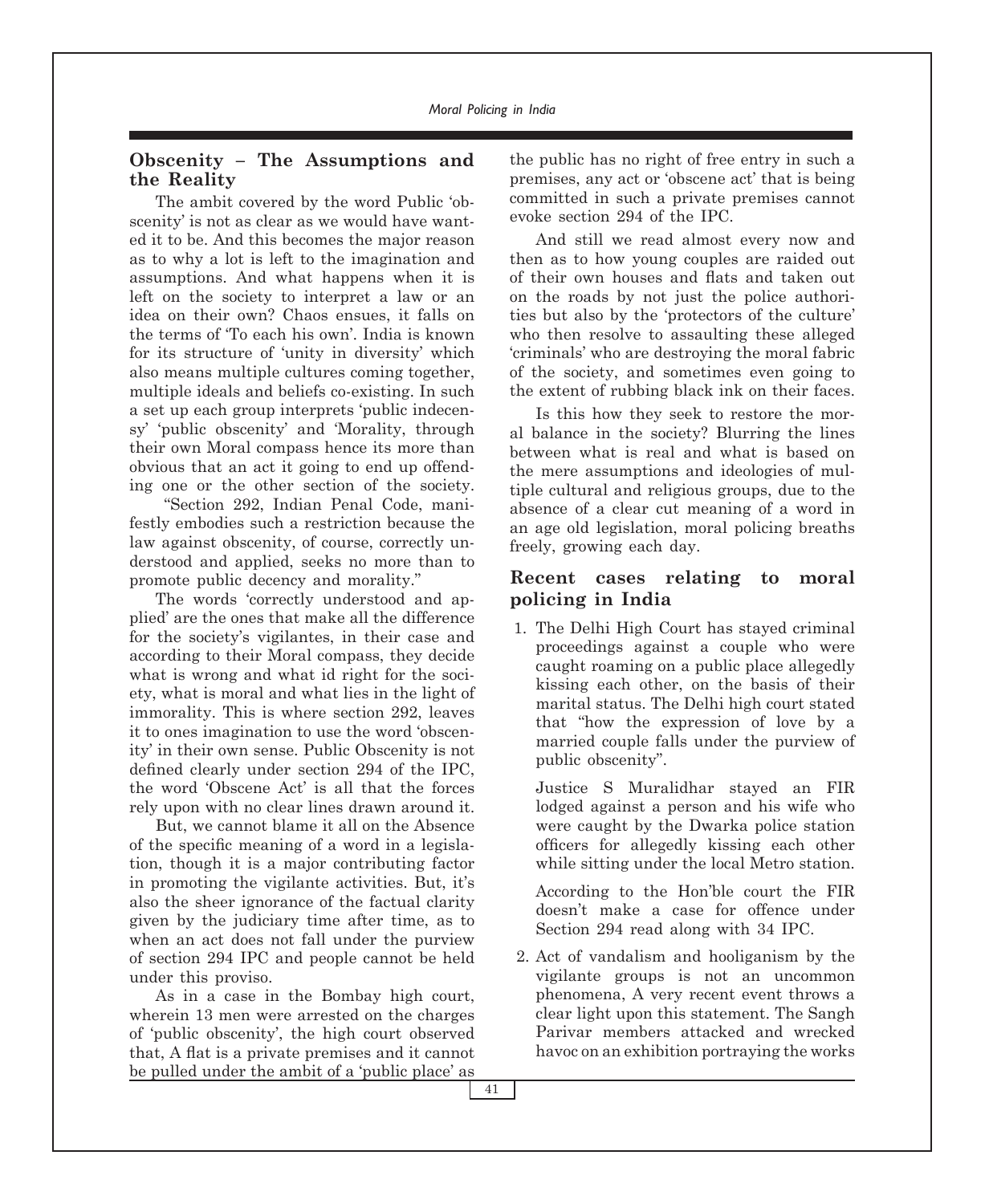## Obscenity – The Assumptions and the Reality

The ambit covered by the word Public 'obscenity' is not as clear as we would have wanted it to be. And this becomes the major reason as to why a lot is left to the imagination and assumptions. And what happens when it is left on the society to interpret a law or an idea on their own? Chaos ensues, it falls on the terms of 'To each his own'. India is known for its structure of 'unity in diversity' which also means multiple cultures coming together, multiple ideals and beliefs co-existing. In such a set up each group interprets 'public indecensy' 'public obscenity' and 'Morality, through their own Moral compass hence its more than obvious that an act it going to end up offending one or the other section of the society.

"Section 292, Indian Penal Code, manifestly embodies such a restriction because the law against obscenity, of course, correctly understood and applied, seeks no more than to promote public decency and morality."

The words 'correctly understood and applied' are the ones that make all the difference for the society's vigilantes, in their case and according to their Moral compass, they decide what is wrong and what id right for the society, what is moral and what lies in the light of immorality. This is where section 292, leaves it to ones imagination to use the word 'obscenity' in their own sense. Public Obscenity is not defined clearly under section 294 of the IPC, the word 'Obscene Act' is all that the forces rely upon with no clear lines drawn around it.

But, we cannot blame it all on the Absence of the specific meaning of a word in a legislation, though it is a major contributing factor in promoting the vigilante activities. But, it's also the sheer ignorance of the factual clarity given by the judiciary time after time, as to when an act does not fall under the purview of section 294 IPC and people cannot be held under this proviso.

As in a case in the Bombay high court, wherein 13 men were arrested on the charges of 'public obscenity', the high court observed that, A flat is a private premises and it cannot be pulled under the ambit of a 'public place' as the public has no right of free entry in such a premises, any act or 'obscene act' that is being committed in such a private premises cannot evoke section 294 of the IPC.

And still we read almost every now and then as to how young couples are raided out of their own houses and flats and taken out on the roads by not just the police authorities but also by the 'protectors of the culture' who then resolve to assaulting these alleged 'criminals' who are destroying the moral fabric of the society, and sometimes even going to the extent of rubbing black ink on their faces.

Is this how they seek to restore the moral balance in the society? Blurring the lines between what is real and what is based on the mere assumptions and ideologies of multiple cultural and religious groups, due to the absence of a clear cut meaning of a word in an age old legislation, moral policing breaths freely, growing each day.

## Recent cases relating to moral policing in India

1. The Delhi High Court has stayed criminal proceedings against a couple who were caught roaming on a public place allegedly kissing each other, on the basis of their marital status. The Delhi high court stated that "how the expression of love by a married couple falls under the purview of public obscenity".

   Justice S Muralidhar stayed an FIR lodged against a person and his wife who were caught by the Dwarka police station officers for allegedly kissing each other while sitting under the local Metro station.

   According to the Hon'ble court the FIR doesn't make a case for offence under Section 294 read along with 34 IPC.

2. Act of vandalism and hooliganism by the vigilante groups is not an uncommon phenomena, A very recent event throws a clear light upon this statement. The Sangh Parivar members attacked and wrecked havoc on an exhibition portraying the works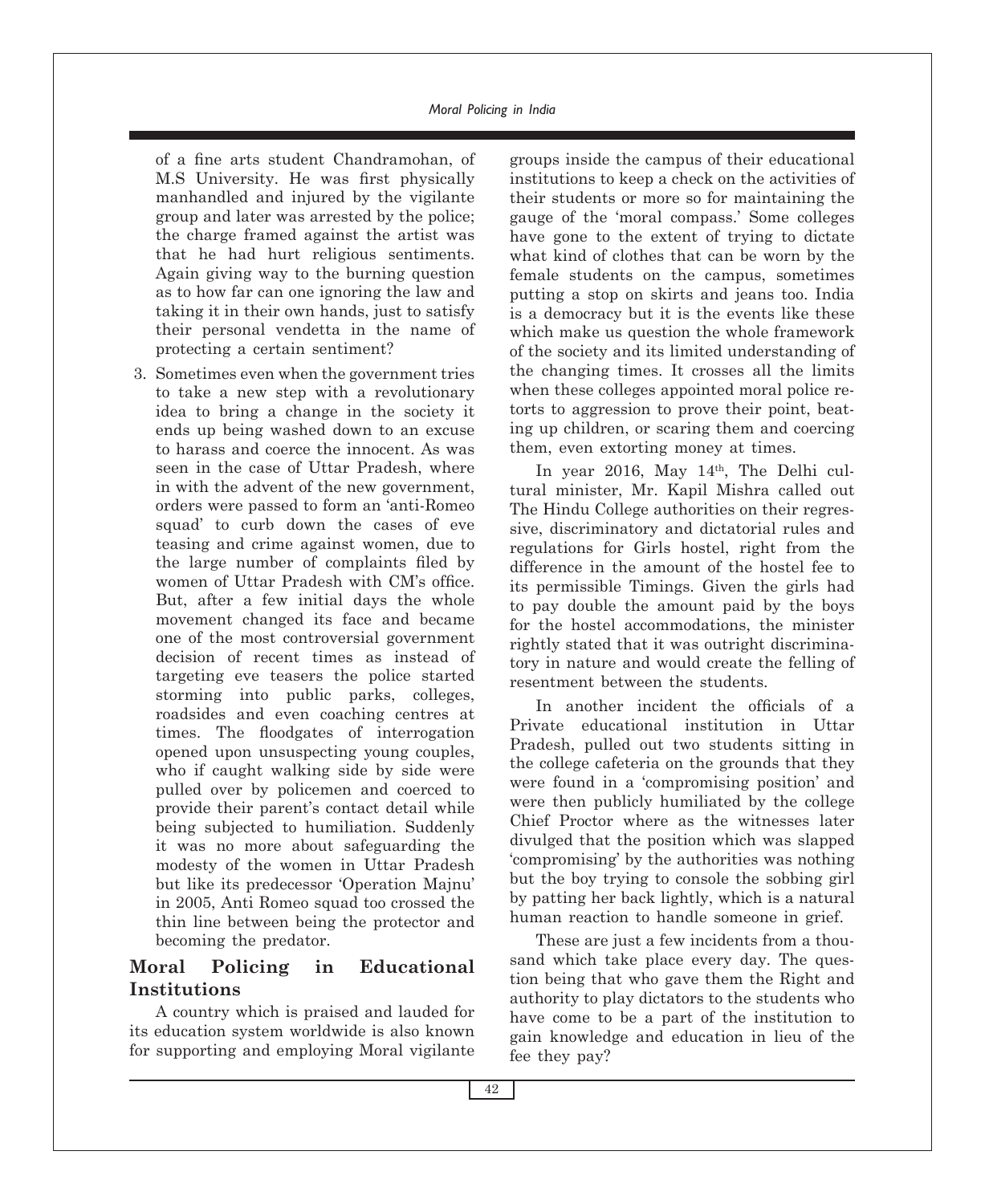of a fine arts student Chandramohan, of M.S University. He was first physically manhandled and injured by the vigilante group and later was arrested by the police; the charge framed against the artist was that he had hurt religious sentiments. Again giving way to the burning question as to how far can one ignoring the law and taking it in their own hands, just to satisfy their personal vendetta in the name of protecting a certain sentiment?

3. Sometimes even when the government tries to take a new step with a revolutionary idea to bring a change in the society it ends up being washed down to an excuse to harass and coerce the innocent. As was seen in the case of Uttar Pradesh, where in with the advent of the new government, orders were passed to form an 'anti-Romeo squad' to curb down the cases of eve teasing and crime against women, due to the large number of complaints filed by women of Uttar Pradesh with CM's office. But, after a few initial days the whole movement changed its face and became one of the most controversial government decision of recent times as instead of targeting eve teasers the police started storming into public parks, colleges, roadsides and even coaching centres at times. The floodgates of interrogation opened upon unsuspecting young couples, who if caught walking side by side were pulled over by policemen and coerced to provide their parent's contact detail while being subjected to humiliation. Suddenly it was no more about safeguarding the modesty of the women in Uttar Pradesh but like its predecessor 'Operation Majnu' in 2005, Anti Romeo squad too crossed the thin line between being the protector and becoming the predator.

## Moral Policing in Educational Institutions

A country which is praised and lauded for its education system worldwide is also known for supporting and employing Moral vigilante groups inside the campus of their educational institutions to keep a check on the activities of their students or more so for maintaining the gauge of the 'moral compass.' Some colleges have gone to the extent of trying to dictate what kind of clothes that can be worn by the female students on the campus, sometimes putting a stop on skirts and jeans too. India is a democracy but it is the events like these which make us question the whole framework of the society and its limited understanding of the changing times. It crosses all the limits when these colleges appointed moral police retorts to aggression to prove their point, beating up children, or scaring them and coercing them, even extorting money at times.

In year 2016, May 14th, The Delhi cultural minister, Mr. Kapil Mishra called out The Hindu College authorities on their regressive, discriminatory and dictatorial rules and regulations for Girls hostel, right from the difference in the amount of the hostel fee to its permissible Timings. Given the girls had to pay double the amount paid by the boys for the hostel accommodations, the minister rightly stated that it was outright discriminatory in nature and would create the felling of resentment between the students.

In another incident the officials of a Private educational institution in Uttar Pradesh, pulled out two students sitting in the college cafeteria on the grounds that they were found in a 'compromising position' and were then publicly humiliated by the college Chief Proctor where as the witnesses later divulged that the position which was slapped 'compromising' by the authorities was nothing but the boy trying to console the sobbing girl by patting her back lightly, which is a natural human reaction to handle someone in grief.

These are just a few incidents from a thousand which take place every day. The question being that who gave them the Right and authority to play dictators to the students who have come to be a part of the institution to gain knowledge and education in lieu of the fee they pay?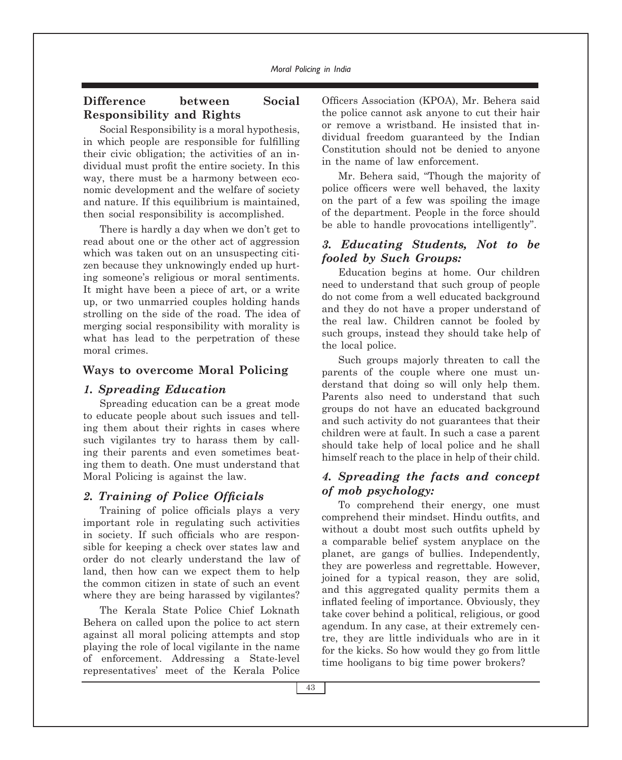## Difference between Social Responsibility and Rights

Social Responsibility is a moral hypothesis, in which people are responsible for fulfilling their civic obligation; the activities of an individual must profit the entire society. In this way, there must be a harmony between economic development and the welfare of society and nature. If this equilibrium is maintained, then social responsibility is accomplished.

There is hardly a day when we don't get to read about one or the other act of aggression which was taken out on an unsuspecting citizen because they unknowingly ended up hurting someone's religious or moral sentiments. It might have been a piece of art, or a write up, or two unmarried couples holding hands strolling on the side of the road. The idea of merging social responsibility with morality is what has lead to the perpetration of these moral crimes.

## Ways to overcome Moral Policing

### *1. Spreading Education*

Spreading education can be a great mode to educate people about such issues and telling them about their rights in cases where such vigilantes try to harass them by calling their parents and even sometimes beating them to death. One must understand that Moral Policing is against the law.

### *2. Training of Police Officials*

Training of police officials plays a very important role in regulating such activities in society. If such officials who are responsible for keeping a check over states law and order do not clearly understand the law of land, then how can we expect them to help the common citizen in state of such an event where they are being harassed by vigilantes?

The Kerala State Police Chief Loknath Behera on called upon the police to act stern against all moral policing attempts and stop playing the role of local vigilante in the name of enforcement. Addressing a State-level representatives' meet of the Kerala Police Officers Association (KPOA), Mr. Behera said the police cannot ask anyone to cut their hair or remove a wristband. He insisted that individual freedom guaranteed by the Indian Constitution should not be denied to anyone in the name of law enforcement.

Mr. Behera said, "Though the majority of police officers were well behaved, the laxity on the part of a few was spoiling the image of the department. People in the force should be able to handle provocations intelligently".

### *3. Educating Students, Not to be fooled by Such Groups:*

Education begins at home. Our children need to understand that such group of people do not come from a well educated background and they do not have a proper understand of the real law. Children cannot be fooled by such groups, instead they should take help of the local police.

Such groups majorly threaten to call the parents of the couple where one must understand that doing so will only help them. Parents also need to understand that such groups do not have an educated background and such activity do not guarantees that their children were at fault. In such a case a parent should take help of local police and he shall himself reach to the place in help of their child.

### *4. Spreading the facts and concept of mob psychology:*

To comprehend their energy, one must comprehend their mindset. Hindu outfits, and without a doubt most such outfits upheld by a comparable belief system anyplace on the planet, are gangs of bullies. Independently, they are powerless and regrettable. However, joined for a typical reason, they are solid, and this aggregated quality permits them a inflated feeling of importance. Obviously, they take cover behind a political, religious, or good agendum. In any case, at their extremely centre, they are little individuals who are in it for the kicks. So how would they go from little time hooligans to big time power brokers?